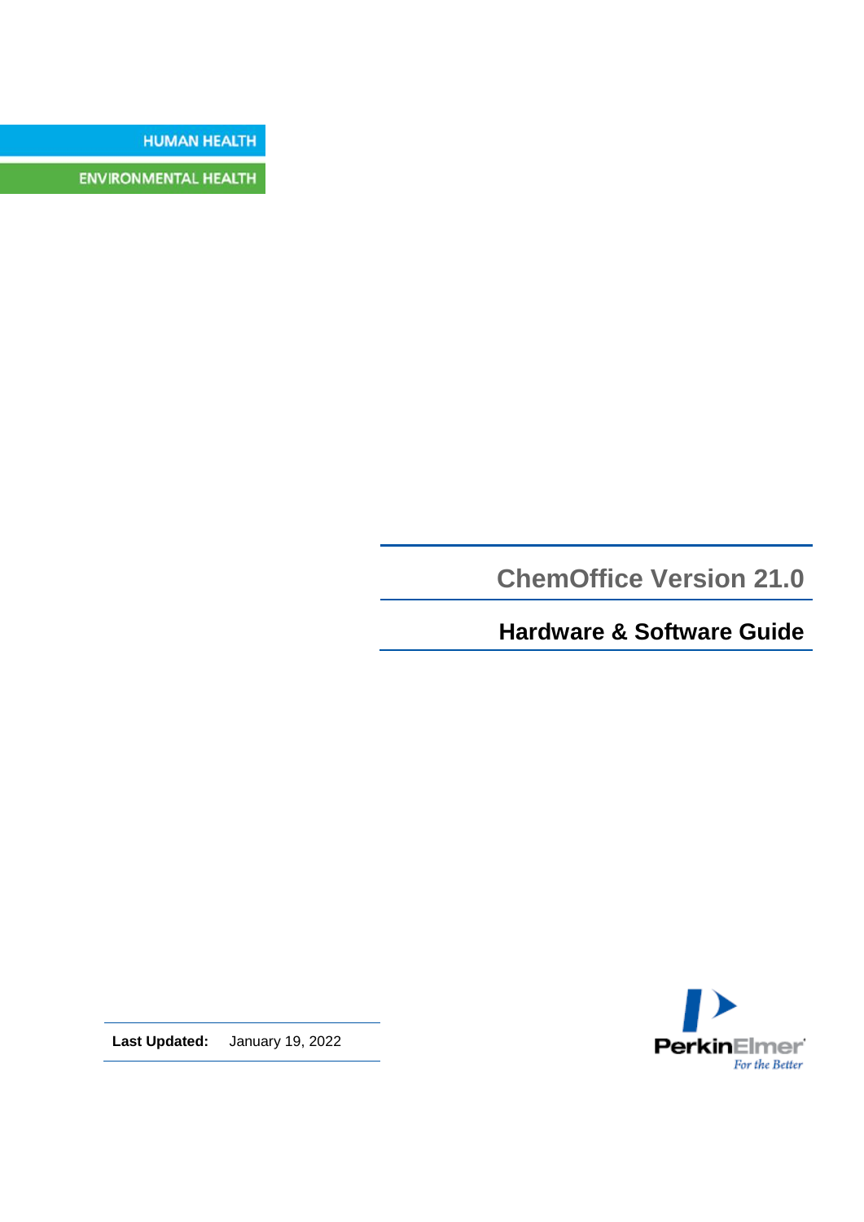HUMAN HEALTH

ENVIRONMENTAL HEALTH

# ChemOffice Version 21.0

## Hardware & Software Guide

**Last Updated:** January 19, 2022

PerkinElmer

*For the Better*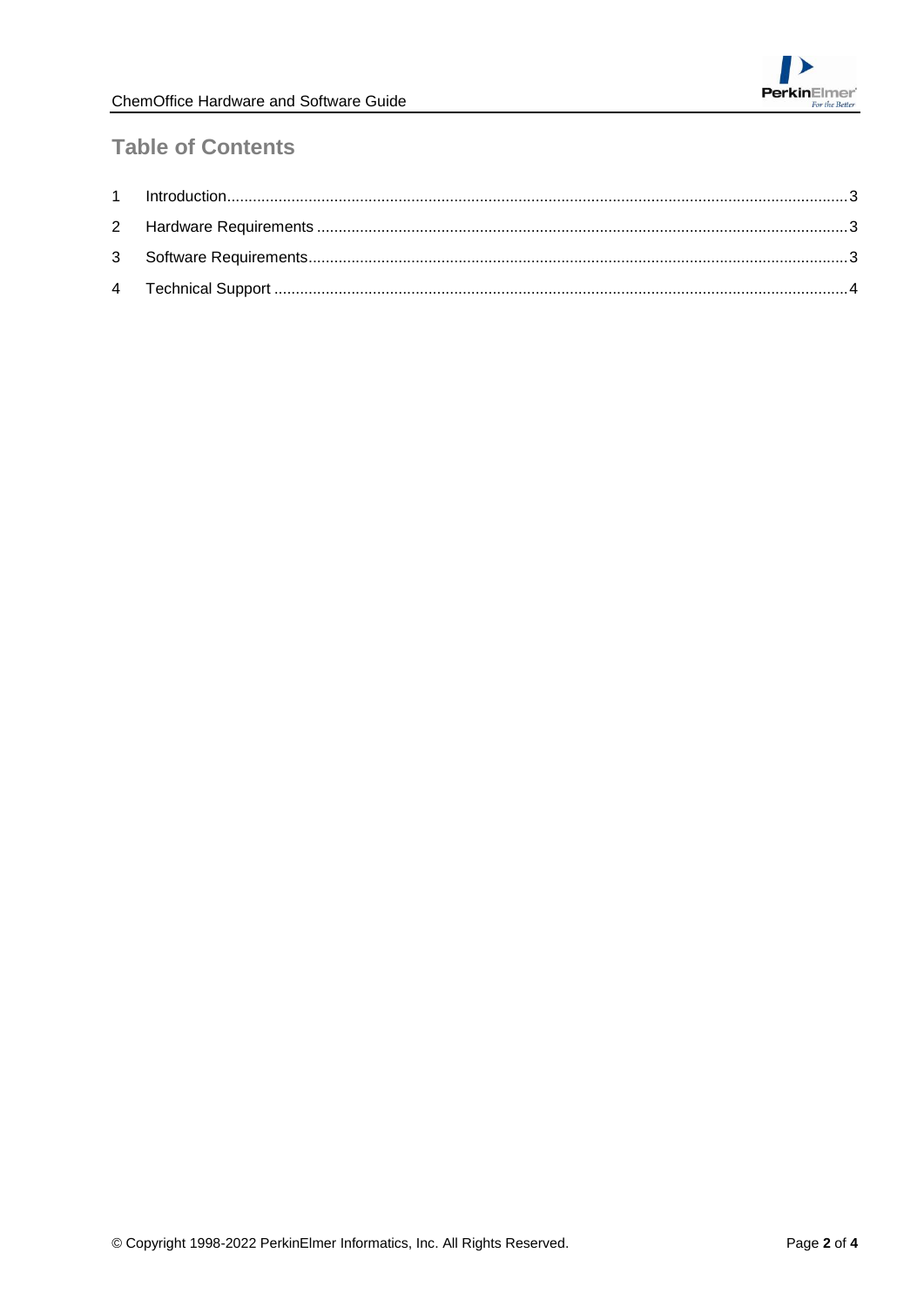# Table of Contents

1 Introduction ........................................................ 3

2 Hardware Requirements ........................................................ 3

3 Software Requirements ........................................................ 3

4 Technical Support ........................................................ 4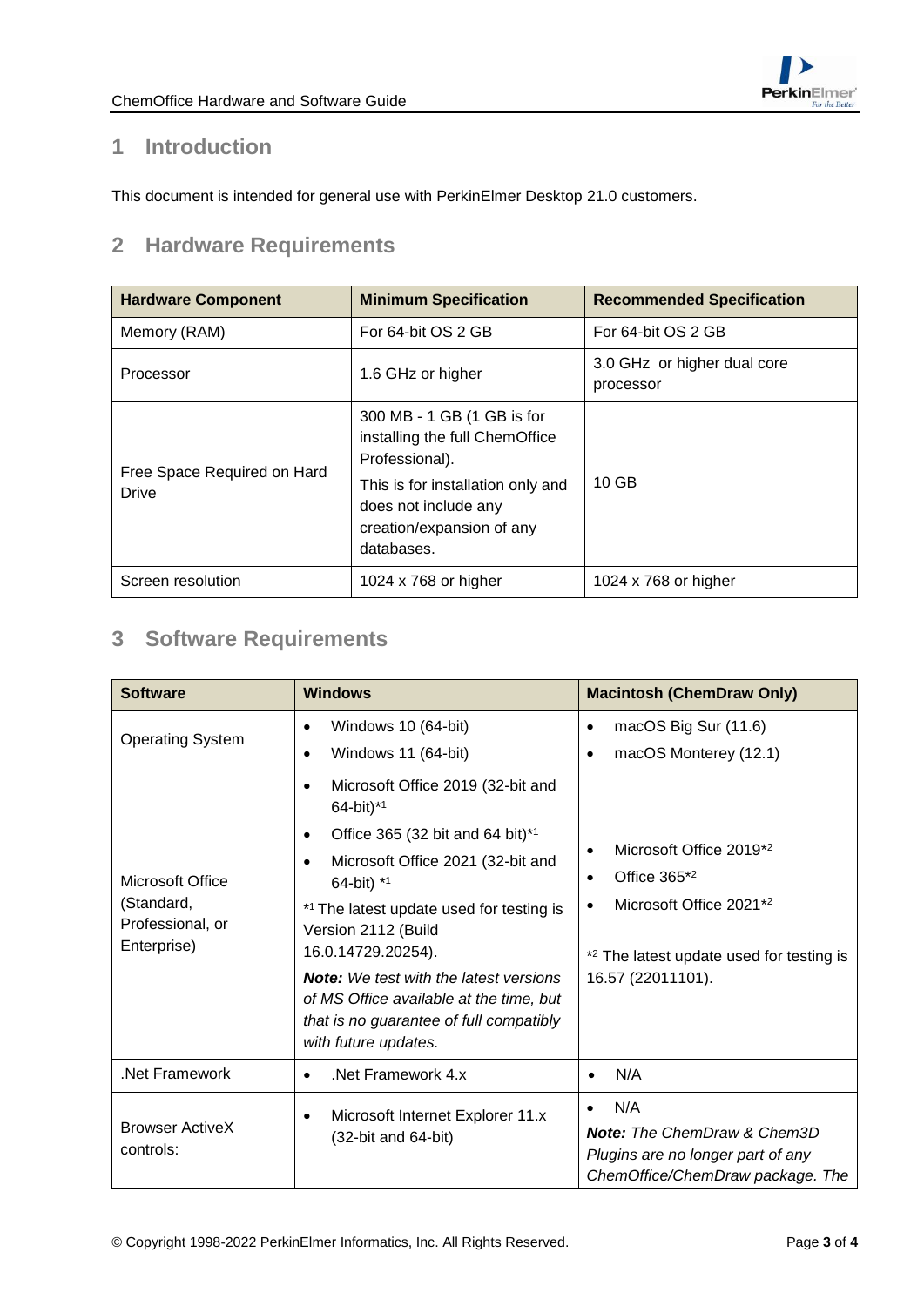# 1 Introduction

This document is intended for general use with PerkinElmer Desktop 21.0 customers.

# 2 Hardware Requirements

| Hardware Component | Minimum Specification | Recommended Specification |
|---|---|---|
| Memory (RAM) | For 64-bit OS 2 GB | For 64-bit OS 2 GB |
| Processor | 1.6 GHz or higher | 3.0 GHz or higher dual core processor |
| Free Space Required on Hard Drive | 300 MB - 1 GB (1 GB is for installing the full ChemOffice Professional). This is for installation only and does not include any creation/expansion of any databases. | 10 GB |
| Screen resolution | 1024 x 768 or higher | 1024 x 768 or higher |

# 3 Software Requirements

| Software | Windows | Macintosh (ChemDraw Only) |
|---|---|---|
| Operating System | • Windows 10 (64-bit)<br>• Windows 11 (64-bit) | • macOS Big Sur (11.6)<br>• macOS Monterey (12.1) |
| Microsoft Office (Standard, Professional, or Enterprise) | • Microsoft Office 2019 (32-bit and 64-bit)*1<br>• Office 365 (32 bit and 64 bit)*1<br>• Microsoft Office 2021 (32-bit and 64-bit) *1<br>*1 The latest update used for testing is Version 2112 (Build 16.0.14729.20254).<br>***Note:*** *We test with the latest versions of MS Office available at the time, but that is no guarantee of full compatibly with future updates.* | • Microsoft Office 2019*2<br>• Office 365*2<br>• Microsoft Office 2021*2<br>*2 The latest update used for testing is 16.57 (22011101). |
| .Net Framework | • .Net Framework 4.x | • N/A |
| Browser ActiveX controls: | • Microsoft Internet Explorer 11.x (32-bit and 64-bit) | • N/A<br>***Note:*** *The ChemDraw & Chem3D Plugins are no longer part of any ChemOffice/ChemDraw package. The* |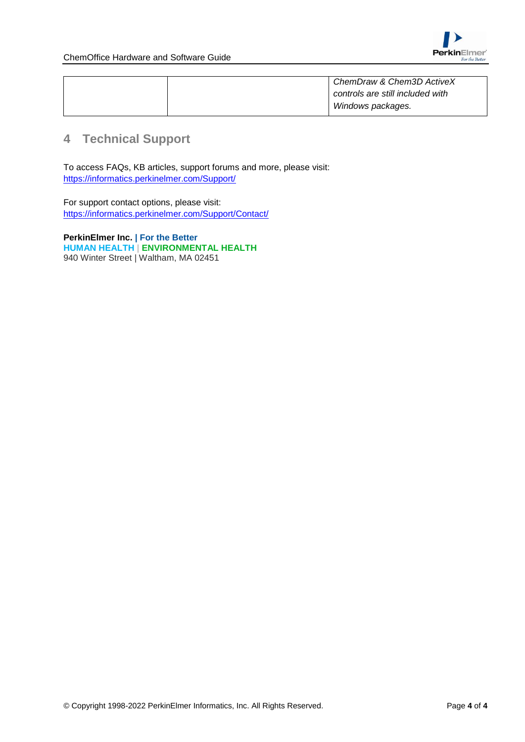| | | |
|---|---|---|
| | | *ChemDraw & Chem3D ActiveX controls are still included with Windows packages.* |

## 4 Technical Support

To access FAQs, KB articles, support forums and more, please visit:
https://informatics.perkinelmer.com/Support/

For support contact options, please visit:
https://informatics.perkinelmer.com/Support/Contact/

**PerkinElmer Inc. | For the Better**
**HUMAN HEALTH | ENVIRONMENTAL HEALTH**
940 Winter Street | Waltham, MA 02451

© Copyright 1998-2022 PerkinElmer Informatics, Inc. All Rights Reserved.